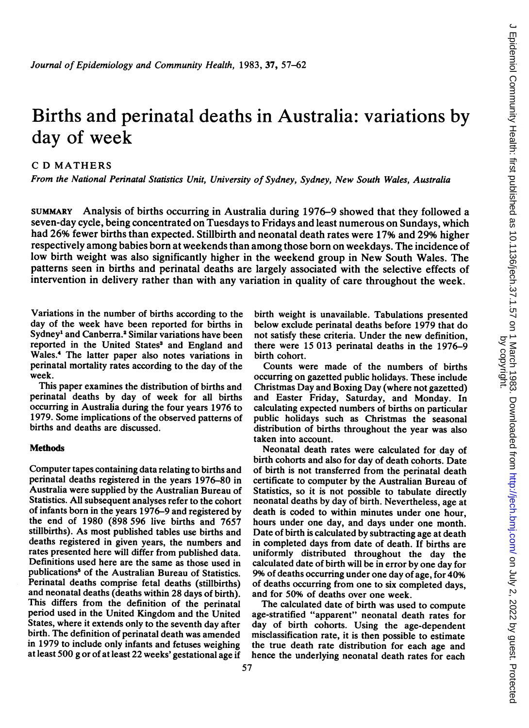# Births and perinatal deaths in Australia: variations by day of week

C D MATHERS

*From the National Perinatal Statistics Unit, University of Sydney, Sydney, New South Wales, Australia*

SUMMARY Analysis of births occurring in Australia during 1976–9 showed that they followed a seven-day cycle, being concentrated on Tuesdays to Fridays and least numerous on Sundays, which had 26% fewer births than expected. Stillbirth and neonatal death rates were 17% and 29% higher respectively among babies born at weekends than among those born on weekdays. The incidence of low birth weight was also significantly higher in the weekend group in New South Wales. The patterns seen in births and perinatal deaths are largely associated with the selective effects of intervention in delivery rather than with any variation in quality of care throughout the week.

Variations in the number of births according to the day of the week have been reported for births in Sydney[1] and Canberra.[2] Similar variations have been reported in the United States[3] and England and Wales.[4] The latter paper also notes variations in perinatal mortality rates according to the day of the week.

This paper examines the distribution of births and perinatal deaths by day of week for all births occurring in Australia during the four years 1976 to 1979. Some implications of the observed patterns of births and deaths are discussed.

## Methods

Computer tapes containing data relating to births and perinatal deaths registered in the years 1976–80 in Australia were supplied by the Australian Bureau of Statistics. All subsequent analyses refer to the cohort of infants born in the years 1976–9 and registered by the end of 1980 (898 596 live births and 7657 stillbirths). As most published tables use births and deaths registered in given years, the numbers and rates presented here will differ from published data. Definitions used here are the same as those used in publications[5] of the Australian Bureau of Statistics. Perinatal deaths comprise fetal deaths (stillbirths) and neonatal deaths (deaths within 28 days of birth). This differs from the definition of the perinatal period used in the United Kingdom and the United States, where it extends only to the seventh day after birth. The definition of perinatal death was amended in 1979 to include only infants and fetuses weighing at least 500 g or of at least 22 weeks' gestational age if birth weight is unavailable. Tabulations presented below exclude perinatal deaths before 1979 that do not satisfy these criteria. Under the new definition, there were 15 013 perinatal deaths in the 1976–9 birth cohort.

Counts were made of the numbers of births occurring on gazetted public holidays. These include Christmas Day and Boxing Day (where not gazetted) and Easter Friday, Saturday, and Monday. In calculating expected numbers of births on particular public holidays such as Christmas the seasonal distribution of births throughout the year was also taken into account.

Neonatal death rates were calculated for day of birth cohorts and also for day of death cohorts. Date of birth is not transferred from the perinatal death certificate to computer by the Australian Bureau of Statistics, so it is not possible to tabulate directly neonatal deaths by day of birth. Nevertheless, age at death is coded to within minutes under one hour, hours under one day, and days under one month. Date of birth is calculated by subtracting age at death in completed days from date of death. If births are uniformly distributed throughout the day the calculated date of birth will be in error by one day for 9% of deaths occurring under one day of age, for 40% of deaths occurring from one to six completed days, and for 50% of deaths over one week.

The calculated date of birth was used to compute age-stratified "apparent" neonatal death rates for day of birth cohorts. Using the age-dependent misclassification rate, it is then possible to estimate the true death rate distribution for each age and hence the underlying neonatal death rates for each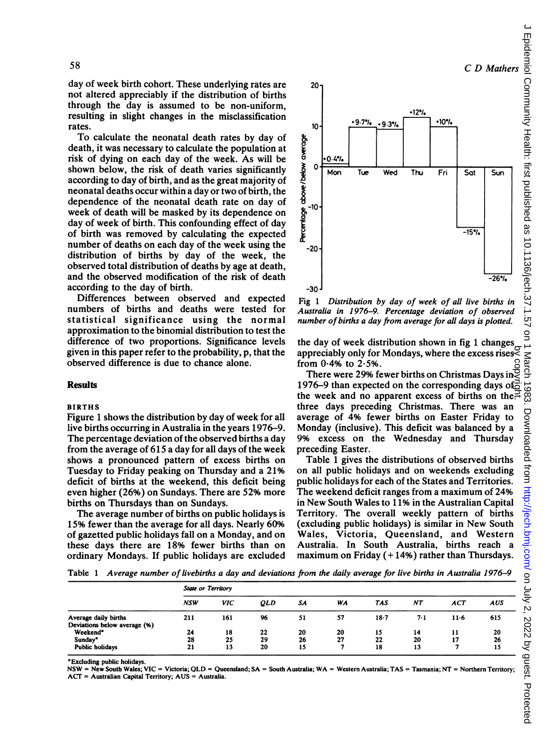day of week birth cohort. These underlying rates are not altered appreciably if the distribution of births through the day is assumed to be non-uniform, resulting in slight changes in the misclassification rates.

To calculate the neonatal death rates by day of death, it was necessary to calculate the population at risk of dying on each day of the week. As will be shown below, the risk of death varies significantly according to day of birth, and as the great majority of neonatal deaths occur within a day or two of birth, the dependence of the neonatal death rate on day of week of death will be masked by its dependence on day of week of birth. This confounding effect of day of birth was removed by calculating the expected number of deaths on each day of the week using the distribution of births by day of the week, the observed total distribution of deaths by age at death, and the observed modification of the risk of death according to the day of birth.

Differences between observed and expected numbers of births and deaths were tested for statistical significance using the normal approximation to the binomial distribution to test the difference of two proportions. Significance levels given in this paper refer to the probability, p, that the observed difference is due to chance alone.

## Results

### BIRTHS

Figure 1 shows the distribution by day of week for all live births occurring in Australia in the years 1976–9. The percentage deviation of the observed births a day from the average of 615 a day for all days of the week shows a pronounced pattern of excess births on Tuesday to Friday peaking on Thursday and a 21% deficit of births at the weekend, this deficit being even higher (26%) on Sundays. There are 52% more births on Thursdays than on Sundays.

The average number of births on public holidays is 15% fewer than the average for all days. Nearly 60% of gazetted public holidays fall on a Monday, and on these days there are 18% fewer births than on ordinary Mondays. If public holidays are excluded

Fig 1 *Distribution by day of week of all live births in Australia in 1976–9. Percentage deviation of observed number of births a day from average for all days is plotted.*

the day of week distribution shown in fig 1 changes appreciably only for Mondays, where the excess rises from 0·4% to 2·5%.

There were 29% fewer births on Christmas Days in 1976–9 than expected on the corresponding days of the week and no apparent excess of births on the three days preceding Christmas. There was an average of 4% fewer births on Easter Friday to Monday (inclusive). This deficit was balanced by a 9% excess on the Wednesday and Thursday preceding Easter.

Table 1 gives the distributions of observed births on all public holidays and on weekends excluding public holidays for each of the States and Territories. The weekend deficit ranges from a maximum of 24% in New South Wales to 11% in the Australian Capital Territory. The overall weekly pattern of births (excluding public holidays) is similar in New South Wales, Victoria, Queensland, and Western Australia. In South Australia, births reach a maximum on Friday (+14%) rather than Thursdays.

Table 1 *Average number of livebirths a day and deviations from the daily average for live births in Australia 1976–9*

| | *State or Territory* | | | | | | | | |
|---|---|---|---|---|---|---|---|---|---|
| | *NSW* | *VIC* | *QLD* | *SA* | *WA* | *TAS* | *NT* | *ACT* | *AUS* |
| Average daily births | 211 | 161 | 96 | 51 | 57 | 18·7 | 7·1 | 11·6 | 615 |
| Deviations below average (%) | | | | | | | | | |
| Weekend* | 24 | 18 | 22 | 20 | 20 | 15 | 14 | 11 | 20 |
| Sunday* | 28 | 25 | 29 | 26 | 27 | 22 | 20 | 17 | 26 |
| Public holidays | 21 | 13 | 20 | 15 | 7 | 18 | 13 | 7 | 15 |

*Excluding public holidays.
NSW = New South Wales; VIC = Victoria; QLD = Queensland; SA = South Australia; WA = Western Australia; TAS = Tasmania; NT = Northern Territory; ACT = Australian Capital Territory; AUS = Australia.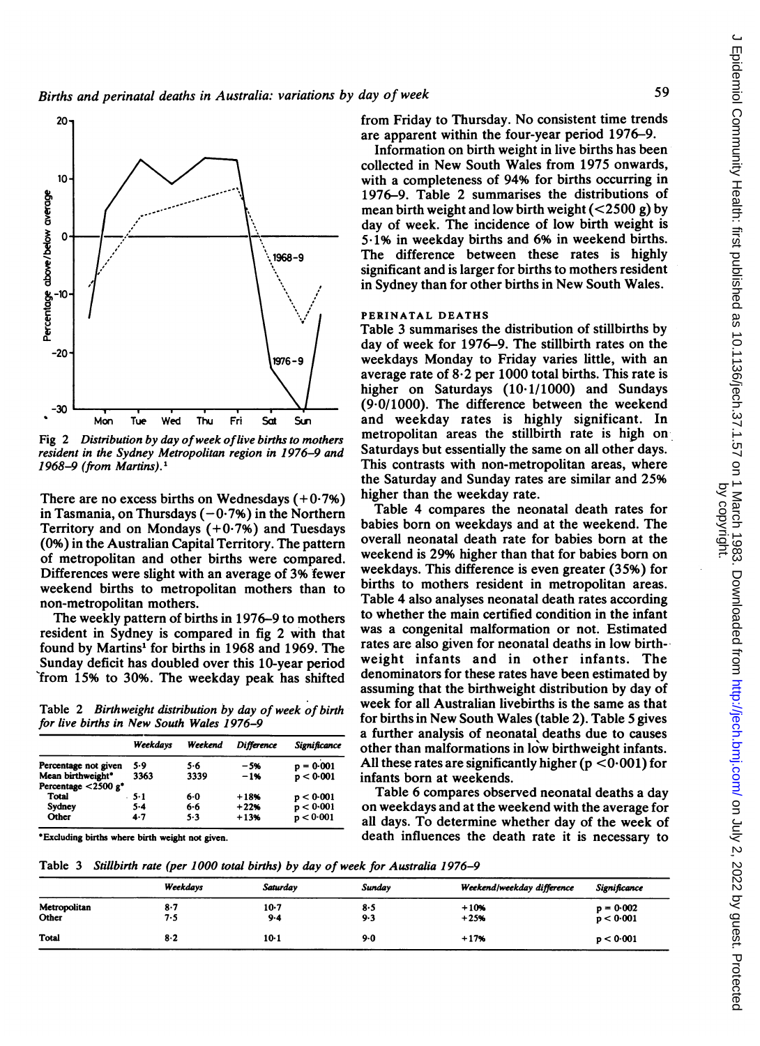Fig 2 *Distribution by day of week of live births to mothers resident in the Sydney Metropolitan region in 1976–9 and 1968–9 (from Martins).*[1]

There are no excess births on Wednesdays (+0·7%) in Tasmania, on Thursdays (−0·7%) in the Northern Territory and on Mondays (+0·7%) and Tuesdays (0%) in the Australian Capital Territory. The pattern of metropolitan and other births were compared. Differences were slight with an average of 3% fewer weekend births to metropolitan mothers than to non-metropolitan mothers.

The weekly pattern of births in 1976–9 to mothers resident in Sydney is compared in fig 2 with that found by Martins[1] for births in 1968 and 1969. The Sunday deficit has doubled over this 10-year period from 15% to 30%. The weekday peak has shifted from Friday to Thursday. No consistent time trends are apparent within the four-year period 1976–9.

Information on birth weight in live births has been collected in New South Wales from 1975 onwards, with a completeness of 94% for births occurring in 1976–9. Table 2 summarises the distributions of mean birth weight and low birth weight (<2500 g) by day of week. The incidence of low birth weight is 5·1% in weekday births and 6% in weekend births. The difference between these rates is highly significant and is larger for births to mothers resident in Sydney than for other births in New South Wales.

Table 2 *Birthweight distribution by day of week of birth for live births in New South Wales 1976–9*

| | Weekdays | Weekend | Difference | Significance |
|---|---|---|---|---|
| Percentage not given | 5·9 | 5·6 | −5% | p = 0·001 |
| Mean birthweight* | 3363 | 3339 | −1% | p < 0·001 |
| Percentage <2500 g* | | | | |
| Total | 5·1 | 6·0 | +18% | p < 0·001 |
| Sydney | 5·4 | 6·6 | +22% | p < 0·001 |
| Other | 4·7 | 5·3 | +13% | p < 0·001 |

*Excluding births where birth weight not given.

## PERINATAL DEATHS

Table 3 summarises the distribution of stillbirths by day of week for 1976–9. The stillbirth rates on the weekdays Monday to Friday varies little, with an average rate of 8·2 per 1000 total births. This rate is higher on Saturdays (10·1/1000) and Sundays (9·0/1000). The difference between the weekend and weekday rates is highly significant. In metropolitan areas the stillbirth rate is high on Saturdays but essentially the same on all other days. This contrasts with non-metropolitan areas, where the Saturday and Sunday rates are similar and 25% higher than the weekday rate.

Table 4 compares the neonatal death rates for babies born on weekdays and at the weekend. The overall neonatal death rate for babies born at the weekend is 29% higher than that for babies born on weekdays. This difference is even greater (35%) for births to mothers resident in metropolitan areas. Table 4 also analyses neonatal death rates according to whether the main certified condition in the infant was a congenital malformation or not. Estimated rates are also given for neonatal deaths in low birthweight infants and in other infants. The denominators for these rates have been estimated by assuming that the birthweight distribution by day of week for all Australian livebirths is the same as that for births in New South Wales (table 2). Table 5 gives a further analysis of neonatal deaths due to causes other than malformations in low birthweight infants. All these rates are significantly higher ($p < 0.001$) for infants born at weekends.

Table 6 compares observed neonatal deaths a day on weekdays and at the weekend with the average for all days. To determine whether the day of the week of death influences the death rate it is necessary to

Table 3 *Stillbirth rate (per 1000 total births) by day of week for Australia 1976–9*

| | Weekdays | Saturday | Sunday | Weekend/weekday difference | Significance |
|---|---|---|---|---|---|
| Metropolitan | 8·7 | 10·7 | 8·5 | +10% | p = 0·002 |
| Other | 7·5 | 9·4 | 9·3 | +25% | p < 0·001 |
| Total | 8·2 | 10·1 | 9·0 | +17% | p < 0·001 |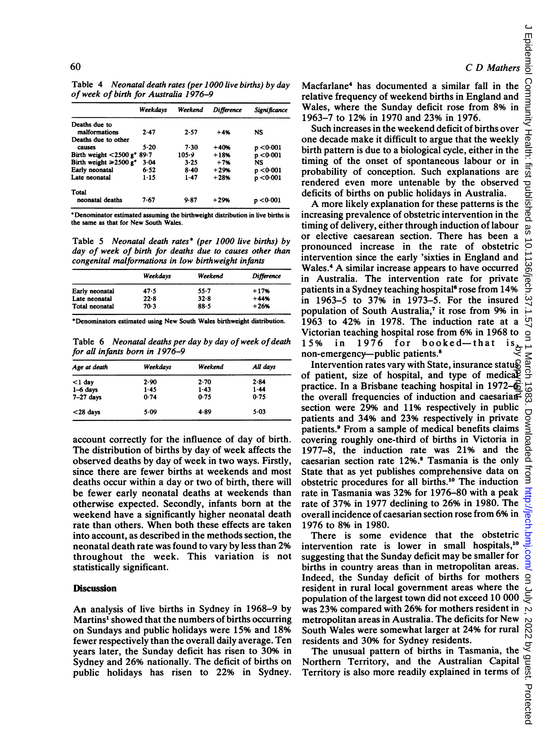Table 4 *Neonatal death rates (per 1000 live births) by day of week of birth for Australia 1976–9*

| | Weekdays | Weekend | Difference | Significance |
|---|---|---|---|---|
| Deaths due to malformations | 2·47 | 2·57 | +4% | NS |
| Deaths due to other causes | 5·20 | 7·30 | +40% | $p<0·001$ |
| Birth weight <2500 g* | 89·7 | 105·9 | +18% | $p<0·001$ |
| Birth weight ≥2500 g* | 3·04 | 3·25 | +7% | NS |
| Early neonatal | 6·52 | 8·40 | +29% | $p<0·001$ |
| Late neonatal | 1·15 | 1·47 | +28% | $p<0·001$ |
| Total neonatal deaths | 7·67 | 9·87 | +29% | $p<0·001$ |

*Denominator estimated assuming the birthweight distribution in live births is the same as that for New South Wales.

Table 5 *Neonatal death rates* (per 1000 live births) by day of week of birth for deaths due to causes other than congenital malformations in low birthweight infants*

| | Weekdays | Weekend | Difference |
|---|---|---|---|
| Early neonatal | 47·5 | 55·7 | +17% |
| Late neonatal | 22·8 | 32·8 | +44% |
| Total neonatal | 70·3 | 88·5 | +26% |

*Denominators estimated using New South Wales birthweight distribution.

Table 6 *Neonatal deaths per day by day of week of death for all infants born in 1976–9*

| Age at death | Weekdays | Weekend | All days |
|---|---|---|---|
| <1 day | 2·90 | 2·70 | 2·84 |
| 1–6 days | 1·45 | 1·43 | 1·44 |
| 7–27 days | 0·74 | 0·75 | 0·75 |
| <28 days | 5·09 | 4·89 | 5·03 |

account correctly for the influence of day of birth. The distribution of births by day of week affects the observed deaths by day of week in two ways. Firstly, since there are fewer births at weekends and most deaths occur within a day or two of birth, there will be fewer early neonatal deaths at weekends than otherwise expected. Secondly, infants born at the weekend have a significantly higher neonatal death rate than others. When both these effects are taken into account, as described in the methods section, the neonatal death rate was found to vary by less than 2% throughout the week. This variation is not statistically significant.

## Discussion

An analysis of live births in Sydney in 1968–9 by Martins[1] showed that the numbers of births occurring on Sundays and public holidays were 15% and 18% fewer respectively than the overall daily average. Ten years later, the Sunday deficit has risen to 30% in Sydney and 26% nationally. The deficit of births on public holidays has risen to 22% in Sydney. Macfarlane[4] has documented a similar fall in the relative frequency of weekend births in England and Wales, where the Sunday deficit rose from 8% in 1963–7 to 12% in 1970 and 23% in 1976.

Such increases in the weekend deficit of births over one decade make it difficult to argue that the weekly birth pattern is due to a biological cycle, either in the timing of the onset of spontaneous labour or in probability of conception. Such explanations are rendered even more untenable by the observed deficits of births on public holidays in Australia.

A more likely explanation for these patterns is the increasing prevalence of obstetric intervention in the timing of delivery, either through induction of labour or elective caesarean section. There has been a pronounced increase in the rate of obstetric intervention since the early 'sixties in England and Wales.[4] A similar increase appears to have occurred in Australia. The intervention rate for private patients in a Sydney teaching hospital[6] rose from 14% in 1963–5 to 37% in 1973–5. For the insured population of South Australia,[7] it rose from 9% in 1963 to 42% in 1978. The induction rate at a Victorian teaching hospital rose from 6% in 1968 to 15% in 1976 for booked—that is, non-emergency—public patients.[8]

Intervention rates vary with State, insurance status of patient, size of hospital, and type of medical practice. In a Brisbane teaching hospital in 1972–6 the overall frequencies of induction and caesarian section were 29% and 11% respectively in public patients and 34% and 23% respectively in private patients.[9] From a sample of medical benefits claims covering roughly one-third of births in Victoria in 1977–8, the induction rate was 21% and the caesarian section rate 12%.[8] Tasmania is the only State that as yet publishes comprehensive data on obstetric procedures for all births.[10] The induction rate in Tasmania was 32% for 1976–80 with a peak rate of 37% in 1977 declining to 26% in 1980. The overall incidence of caesarian section rose from 6% in 1976 to 8% in 1980.

There is some evidence that the obstetric intervention rate is lower in small hospitals,[10] suggesting that the Sunday deficit may be smaller for births in country areas than in metropolitan areas. Indeed, the Sunday deficit of births for mothers resident in rural local government areas where the population of the largest town did not exceed 10 000 was 23% compared with 26% for mothers resident in metropolitan areas in Australia. The deficits for New South Wales were somewhat larger at 24% for rural residents and 30% for Sydney residents.

The unusual pattern of births in Tasmania, the Northern Territory, and the Australian Capital Territory is also more readily explained in terms of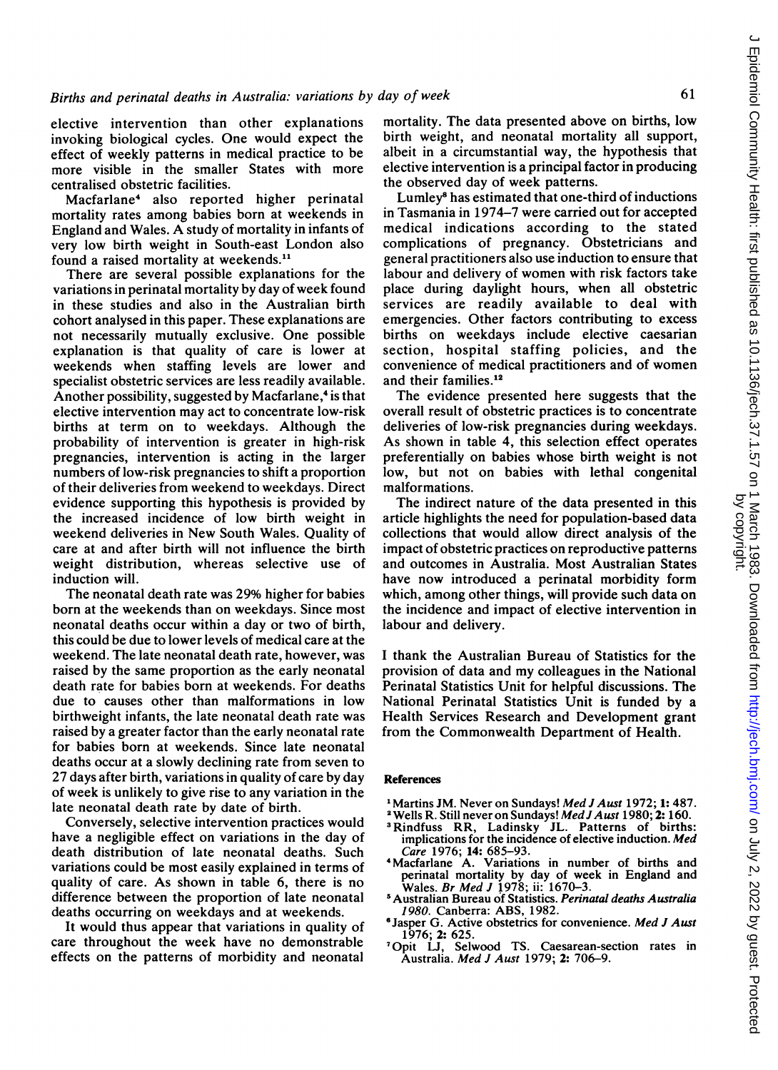elective intervention than other explanations invoking biological cycles. One would expect the effect of weekly patterns in medical practice to be more visible in the smaller States with more centralised obstetric facilities.

Macfarlane[4] also reported higher perinatal mortality rates among babies born at weekends in England and Wales. A study of mortality in infants of very low birth weight in South-east London also found a raised mortality at weekends.[11]

There are several possible explanations for the variations in perinatal mortality by day of week found in these studies and also in the Australian birth cohort analysed in this paper. These explanations are not necessarily mutually exclusive. One possible explanation is that quality of care is lower at weekends when staffing levels are lower and specialist obstetric services are less readily available. Another possibility, suggested by Macfarlane,[4] is that elective intervention may act to concentrate low-risk births at term on to weekdays. Although the probability of intervention is greater in high-risk pregnancies, intervention is acting in the larger numbers of low-risk pregnancies to shift a proportion of their deliveries from weekend to weekdays. Direct evidence supporting this hypothesis is provided by the increased incidence of low birth weight in weekend deliveries in New South Wales. Quality of care at and after birth will not influence the birth weight distribution, whereas selective use of induction will.

The neonatal death rate was 29% higher for babies born at the weekends than on weekdays. Since most neonatal deaths occur within a day or two of birth, this could be due to lower levels of medical care at the weekend. The late neonatal death rate, however, was raised by the same proportion as the early neonatal death rate for babies born at weekends. For deaths due to causes other than malformations in low birthweight infants, the late neonatal death rate was raised by a greater factor than the early neonatal rate for babies born at weekends. Since late neonatal deaths occur at a slowly declining rate from seven to 27 days after birth, variations in quality of care by day of week is unlikely to give rise to any variation in the late neonatal death rate by date of birth.

Conversely, selective intervention practices would have a negligible effect on variations in the day of death distribution of late neonatal deaths. Such variations could be most easily explained in terms of quality of care. As shown in table 6, there is no difference between the proportion of late neonatal deaths occurring on weekdays and at weekends.

It would thus appear that variations in quality of care throughout the week have no demonstrable effects on the patterns of morbidity and neonatal mortality. The data presented above on births, low birth weight, and neonatal mortality all support, albeit in a circumstantial way, the hypothesis that elective intervention is a principal factor in producing the observed day of week patterns.

Lumley[8] has estimated that one-third of inductions in Tasmania in 1974–7 were carried out for accepted medical indications according to the stated complications of pregnancy. Obstetricians and general practitioners also use induction to ensure that labour and delivery of women with risk factors take place during daylight hours, when all obstetric services are readily available to deal with emergencies. Other factors contributing to excess births on weekdays include elective caesarian section, hospital staffing policies, and the convenience of medical practitioners and of women and their families.[12]

The evidence presented here suggests that the overall result of obstetric practices is to concentrate deliveries of low-risk pregnancies during weekdays. As shown in table 4, this selection effect operates preferentially on babies whose birth weight is not low, but not on babies with lethal congenital malformations.

The indirect nature of the data presented in this article highlights the need for population-based data collections that would allow direct analysis of the impact of obstetric practices on reproductive patterns and outcomes in Australia. Most Australian States have now introduced a perinatal morbidity form which, among other things, will provide such data on the incidence and impact of elective intervention in labour and delivery.

I thank the Australian Bureau of Statistics for the provision of data and my colleagues in the National Perinatal Statistics Unit for helpful discussions. The National Perinatal Statistics Unit is funded by a Health Services Research and Development grant from the Commonwealth Department of Health.

## References

1. Martins JM. Never on Sundays! *Med J Aust* 1972; **1:** 487.
2. Wells R. Still never on Sundays! *Med J Aust* 1980; **2:** 160.
3. Rindfuss RR, Ladinsky JL. Patterns of births: implications for the incidence of elective induction. *Med Care* 1976; **14:** 685–93.
4. Macfarlane A. Variations in number of births and perinatal mortality by day of week in England and Wales. *Br Med J* 1978; **ii:** 1670–3.
5. Australian Bureau of Statistics. *Perinatal deaths Australia 1980.* Canberra: ABS, 1982.
6. Jasper G. Active obstetrics for convenience. *Med J Aust* 1976; **2:** 625.
7. Opit LJ, Selwood TS. Caesarean-section rates in Australia. *Med J Aust* 1979; **2:** 706–9.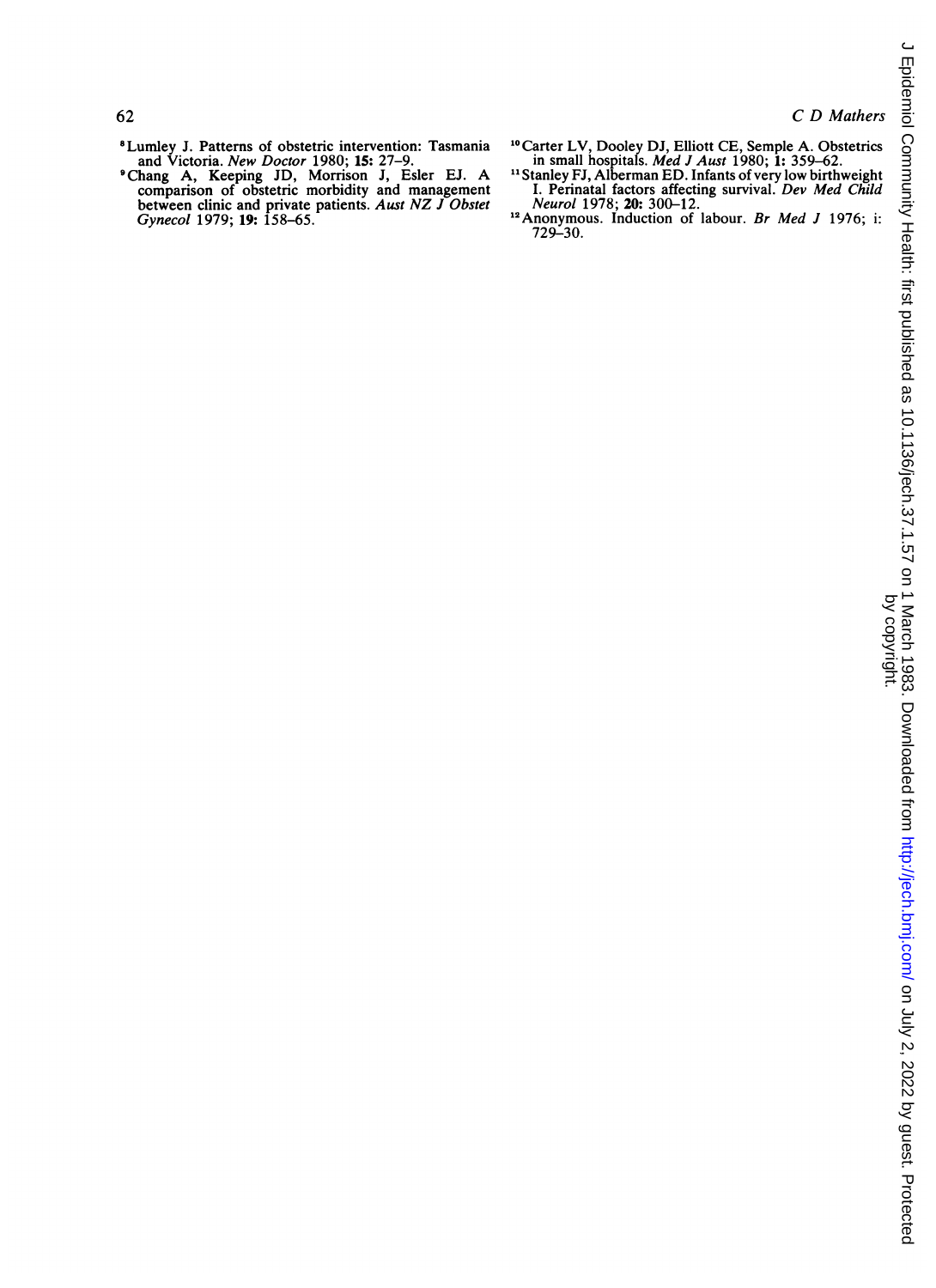[8] Lumley J. Patterns of obstetric intervention: Tasmania and Victoria. *New Doctor* 1980; **15:** 27–9.

[9] Chang A, Keeping JD, Morrison J, Esler EJ. A comparison of obstetric morbidity and management between clinic and private patients. *Aust NZ J Obstet Gynecol* 1979; **19:** 158–65.

[10] Carter LV, Dooley DJ, Elliott CE, Semple A. Obstetrics in small hospitals. *Med J Aust* 1980; **1:** 359–62.

[11] Stanley FJ, Alberman ED. Infants of very low birthweight I. Perinatal factors affecting survival. *Dev Med Child Neurol* 1978; **20:** 300–12.

[12] Anonymous. Induction of labour. *Br Med J* 1976; i: 729–30.